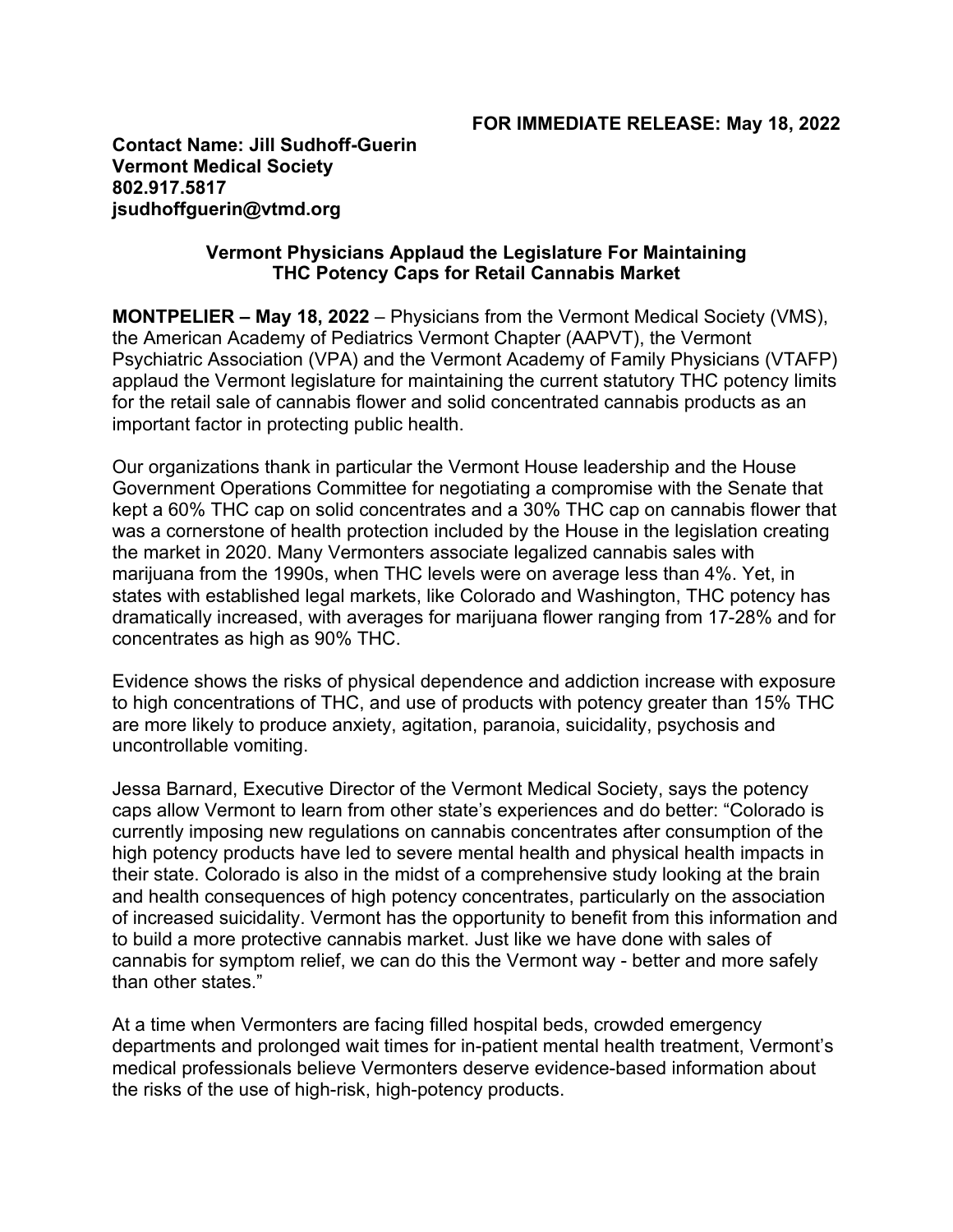**FOR IMMEDIATE RELEASE: May 18, 2022**

**Contact Name: Jill Sudhoff-Guerin**
**Vermont Medical Society**
**802.917.5817**
**jsudhoffguerin@vtmd.org**

## Vermont Physicians Applaud the Legislature For Maintaining THC Potency Caps for Retail Cannabis Market

**MONTPELIER – May 18, 2022** – Physicians from the Vermont Medical Society (VMS), the American Academy of Pediatrics Vermont Chapter (AAPVT), the Vermont Psychiatric Association (VPA) and the Vermont Academy of Family Physicians (VTAFP) applaud the Vermont legislature for maintaining the current statutory THC potency limits for the retail sale of cannabis flower and solid concentrated cannabis products as an important factor in protecting public health.

Our organizations thank in particular the Vermont House leadership and the House Government Operations Committee for negotiating a compromise with the Senate that kept a 60% THC cap on solid concentrates and a 30% THC cap on cannabis flower that was a cornerstone of health protection included by the House in the legislation creating the market in 2020. Many Vermonters associate legalized cannabis sales with marijuana from the 1990s, when THC levels were on average less than 4%. Yet, in states with established legal markets, like Colorado and Washington, THC potency has dramatically increased, with averages for marijuana flower ranging from 17-28% and for concentrates as high as 90% THC.

Evidence shows the risks of physical dependence and addiction increase with exposure to high concentrations of THC, and use of products with potency greater than 15% THC are more likely to produce anxiety, agitation, paranoia, suicidality, psychosis and uncontrollable vomiting.

Jessa Barnard, Executive Director of the Vermont Medical Society, says the potency caps allow Vermont to learn from other state's experiences and do better: "Colorado is currently imposing new regulations on cannabis concentrates after consumption of the high potency products have led to severe mental health and physical health impacts in their state. Colorado is also in the midst of a comprehensive study looking at the brain and health consequences of high potency concentrates, particularly on the association of increased suicidality. Vermont has the opportunity to benefit from this information and to build a more protective cannabis market. Just like we have done with sales of cannabis for symptom relief, we can do this the Vermont way - better and more safely than other states."

At a time when Vermonters are facing filled hospital beds, crowded emergency departments and prolonged wait times for in-patient mental health treatment, Vermont's medical professionals believe Vermonters deserve evidence-based information about the risks of the use of high-risk, high-potency products.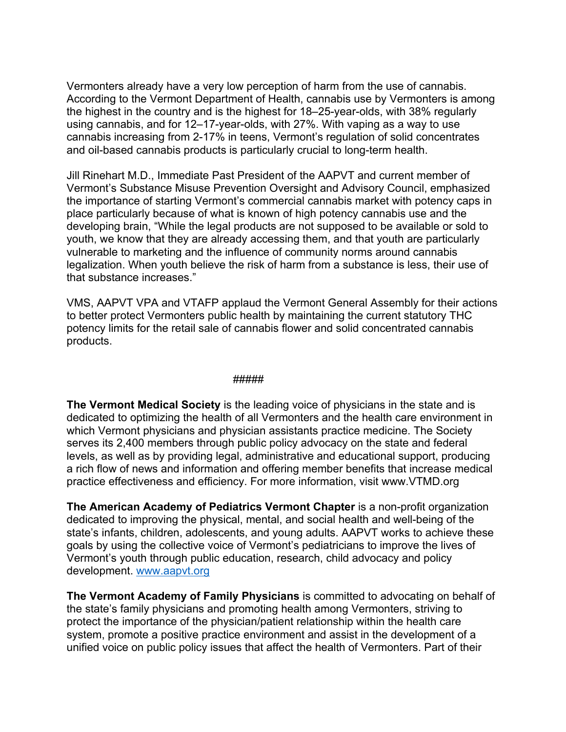Vermonters already have a very low perception of harm from the use of cannabis. According to the Vermont Department of Health, cannabis use by Vermonters is among the highest in the country and is the highest for 18–25-year-olds, with 38% regularly using cannabis, and for 12–17-year-olds, with 27%. With vaping as a way to use cannabis increasing from 2-17% in teens, Vermont's regulation of solid concentrates and oil-based cannabis products is particularly crucial to long-term health.

Jill Rinehart M.D., Immediate Past President of the AAPVT and current member of Vermont's Substance Misuse Prevention Oversight and Advisory Council, emphasized the importance of starting Vermont's commercial cannabis market with potency caps in place particularly because of what is known of high potency cannabis use and the developing brain, "While the legal products are not supposed to be available or sold to youth, we know that they are already accessing them, and that youth are particularly vulnerable to marketing and the influence of community norms around cannabis legalization. When youth believe the risk of harm from a substance is less, their use of that substance increases."

VMS, AAPVT VPA and VTAFP applaud the Vermont General Assembly for their actions to better protect Vermonters public health by maintaining the current statutory THC potency limits for the retail sale of cannabis flower and solid concentrated cannabis products.

#####

**The Vermont Medical Society** is the leading voice of physicians in the state and is dedicated to optimizing the health of all Vermonters and the health care environment in which Vermont physicians and physician assistants practice medicine. The Society serves its 2,400 members through public policy advocacy on the state and federal levels, as well as by providing legal, administrative and educational support, producing a rich flow of news and information and offering member benefits that increase medical practice effectiveness and efficiency. For more information, visit www.VTMD.org

**The American Academy of Pediatrics Vermont Chapter** is a non-profit organization dedicated to improving the physical, mental, and social health and well-being of the state's infants, children, adolescents, and young adults. AAPVT works to achieve these goals by using the collective voice of Vermont's pediatricians to improve the lives of Vermont's youth through public education, research, child advocacy and policy development. [www.aapvt.org](http://www.aapvt.org)

**The Vermont Academy of Family Physicians** is committed to advocating on behalf of the state's family physicians and promoting health among Vermonters, striving to protect the importance of the physician/patient relationship within the health care system, promote a positive practice environment and assist in the development of a unified voice on public policy issues that affect the health of Vermonters. Part of their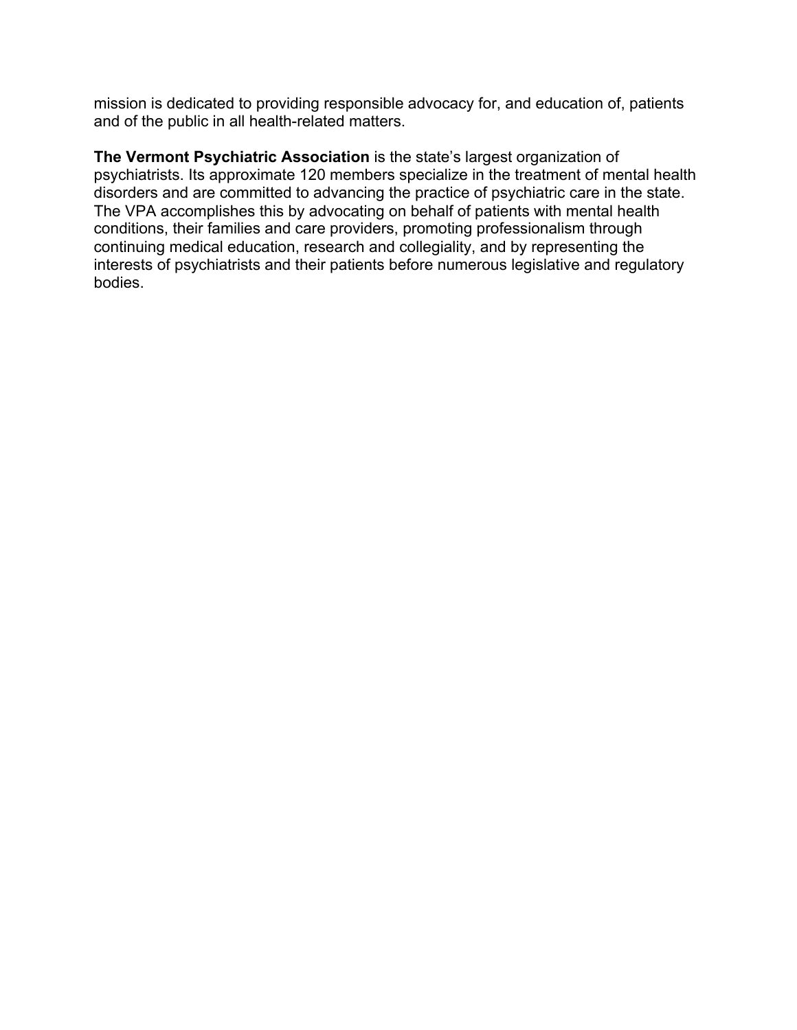mission is dedicated to providing responsible advocacy for, and education of, patients and of the public in all health-related matters.

**The Vermont Psychiatric Association** is the state's largest organization of psychiatrists. Its approximate 120 members specialize in the treatment of mental health disorders and are committed to advancing the practice of psychiatric care in the state. The VPA accomplishes this by advocating on behalf of patients with mental health conditions, their families and care providers, promoting professionalism through continuing medical education, research and collegiality, and by representing the interests of psychiatrists and their patients before numerous legislative and regulatory bodies.